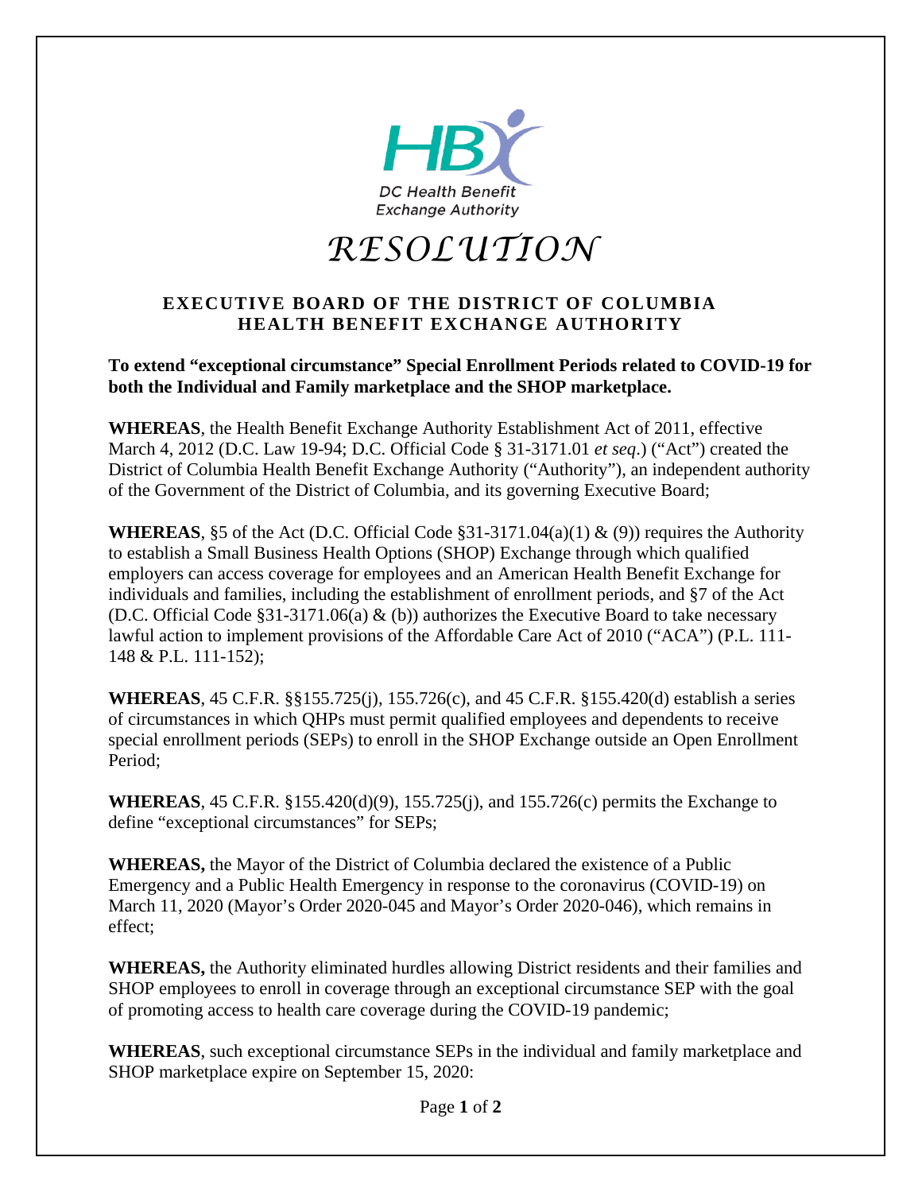DC Health Benefit Exchange Authority

# *RESOLUTION*

## EXECUTIVE BOARD OF THE DISTRICT OF COLUMBIA HEALTH BENEFIT EXCHANGE AUTHORITY

**To extend "exceptional circumstance" Special Enrollment Periods related to COVID-19 for both the Individual and Family marketplace and the SHOP marketplace.**

**WHEREAS**, the Health Benefit Exchange Authority Establishment Act of 2011, effective March 4, 2012 (D.C. Law 19-94; D.C. Official Code § 31-3171.01 *et seq*.) ("Act") created the District of Columbia Health Benefit Exchange Authority ("Authority"), an independent authority of the Government of the District of Columbia, and its governing Executive Board;

**WHEREAS**, §5 of the Act (D.C. Official Code §31-3171.04(a)(1) & (9)) requires the Authority to establish a Small Business Health Options (SHOP) Exchange through which qualified employers can access coverage for employees and an American Health Benefit Exchange for individuals and families, including the establishment of enrollment periods, and §7 of the Act (D.C. Official Code §31-3171.06(a) & (b)) authorizes the Executive Board to take necessary lawful action to implement provisions of the Affordable Care Act of 2010 ("ACA") (P.L. 111-148 & P.L. 111-152);

**WHEREAS**, 45 C.F.R. §§155.725(j), 155.726(c), and 45 C.F.R. §155.420(d) establish a series of circumstances in which QHPs must permit qualified employees and dependents to receive special enrollment periods (SEPs) to enroll in the SHOP Exchange outside an Open Enrollment Period;

**WHEREAS**, 45 C.F.R. §155.420(d)(9), 155.725(j), and 155.726(c) permits the Exchange to define "exceptional circumstances" for SEPs;

**WHEREAS,** the Mayor of the District of Columbia declared the existence of a Public Emergency and a Public Health Emergency in response to the coronavirus (COVID-19) on March 11, 2020 (Mayor's Order 2020-045 and Mayor's Order 2020-046), which remains in effect;

**WHEREAS,** the Authority eliminated hurdles allowing District residents and their families and SHOP employees to enroll in coverage through an exceptional circumstance SEP with the goal of promoting access to health care coverage during the COVID-19 pandemic;

**WHEREAS**, such exceptional circumstance SEPs in the individual and family marketplace and SHOP marketplace expire on September 15, 2020: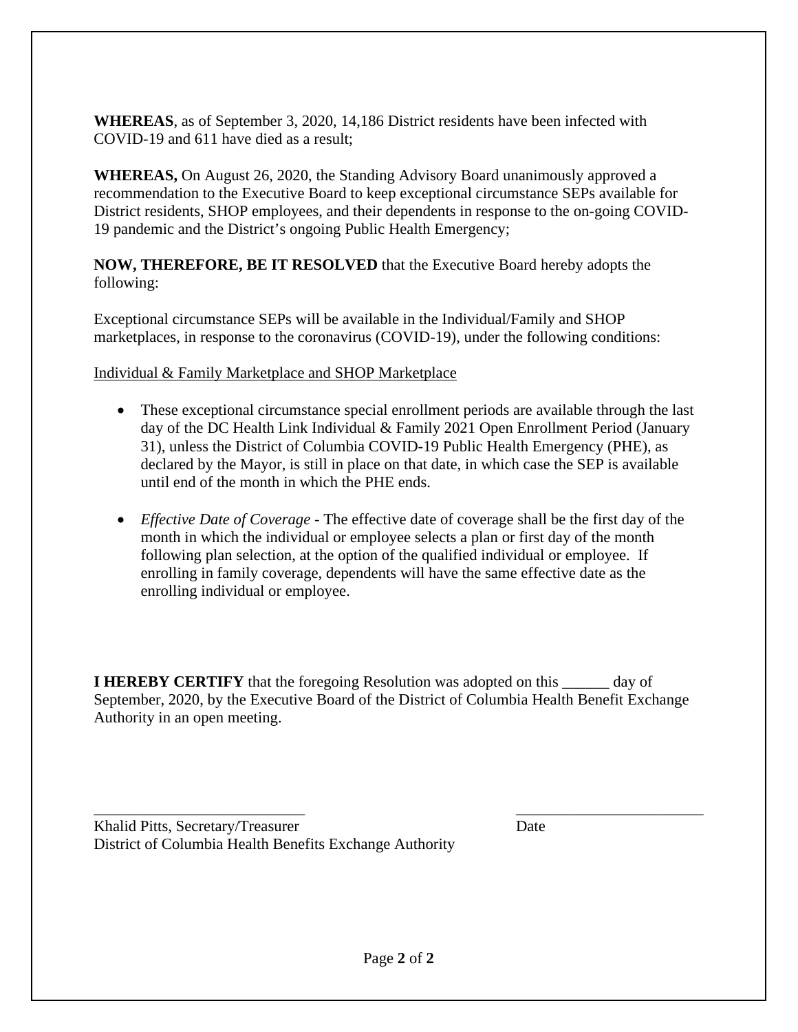**WHEREAS**, as of September 3, 2020, 14,186 District residents have been infected with COVID-19 and 611 have died as a result;

**WHEREAS,** On August 26, 2020, the Standing Advisory Board unanimously approved a recommendation to the Executive Board to keep exceptional circumstance SEPs available for District residents, SHOP employees, and their dependents in response to the on-going COVID-19 pandemic and the District's ongoing Public Health Emergency;

**NOW, THEREFORE, BE IT RESOLVED** that the Executive Board hereby adopts the following:

Exceptional circumstance SEPs will be available in the Individual/Family and SHOP marketplaces, in response to the coronavirus (COVID-19), under the following conditions:

<u>Individual & Family Marketplace and SHOP Marketplace</u>

- These exceptional circumstance special enrollment periods are available through the last day of the DC Health Link Individual & Family 2021 Open Enrollment Period (January 31), unless the District of Columbia COVID-19 Public Health Emergency (PHE), as declared by the Mayor, is still in place on that date, in which case the SEP is available until end of the month in which the PHE ends.

- *Effective Date of Coverage* - The effective date of coverage shall be the first day of the month in which the individual or employee selects a plan or first day of the month following plan selection, at the option of the qualified individual or employee. If enrolling in family coverage, dependents will have the same effective date as the enrolling individual or employee.

**I HEREBY CERTIFY** that the foregoing Resolution was adopted on this ______ day of September, 2020, by the Executive Board of the District of Columbia Health Benefit Exchange Authority in an open meeting.

____________________________ ________________________

Khalid Pitts, Secretary/Treasurer Date

District of Columbia Health Benefits Exchange Authority